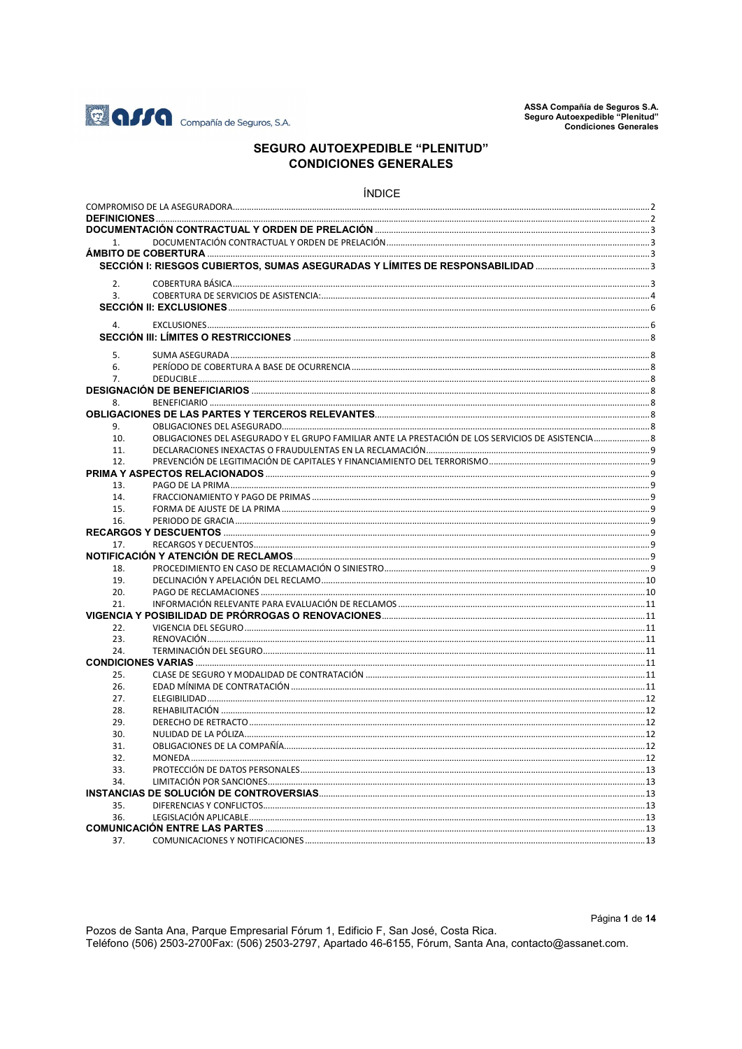# SEGURO AUTOEXPEDIBLE "PLENITUD"
# CONDICIONES GENERALES

## ÍNDICE

| | | |
|---|---|---|
| COMPROMISO DE LA ASEGURADORA | | 2 |
| **DEFINICIONES** | | 2 |
| **DOCUMENTACIÓN CONTRACTUAL Y ORDEN DE PRELACIÓN** | | 3 |
| 1. | DOCUMENTACIÓN CONTRACTUAL Y ORDEN DE PRELACIÓN | 3 |
| **ÁMBITO DE COBERTURA** | | 3 |
| **SECCIÓN I: RIESGOS CUBIERTOS, SUMAS ASEGURADAS Y LÍMITES DE RESPONSABILIDAD** | | 3 |
| 2. | COBERTURA BÁSICA | 3 |
| 3. | COBERTURA DE SERVICIOS DE ASISTENCIA: | 4 |
| **SECCIÓN II: EXCLUSIONES** | | 6 |
| 4. | EXCLUSIONES | 6 |
| **SECCIÓN III: LÍMITES O RESTRICCIONES** | | 8 |
| 5. | SUMA ASEGURADA | 8 |
| 6. | PERÍODO DE COBERTURA A BASE DE OCURRENCIA | 8 |
| 7. | DEDUCIBLE | 8 |
| **DESIGNACIÓN DE BENEFICIARIOS** | | 8 |
| 8. | BENEFICIARIO | 8 |
| **OBLIGACIONES DE LAS PARTES Y TERCEROS RELEVANTES** | | 8 |
| 9. | OBLIGACIONES DEL ASEGURADO | 8 |
| 10. | OBLIGACIONES DEL ASEGURADO Y EL GRUPO FAMILIAR ANTE LA PRESTACIÓN DE LOS SERVICIOS DE ASISTENCIA | 8 |
| 11. | DECLARACIONES INEXACTAS O FRAUDULENTAS EN LA RECLAMACIÓN | 9 |
| 12. | PREVENCIÓN DE LEGITIMACIÓN DE CAPITALES Y FINANCIAMIENTO DEL TERRORISMO | 9 |
| **PRIMA Y ASPECTOS RELACIONADOS** | | 9 |
| 13. | PAGO DE LA PRIMA | 9 |
| 14. | FRACCIONAMIENTO Y PAGO DE PRIMAS | 9 |
| 15. | FORMA DE AJUSTE DE LA PRIMA | 9 |
| 16. | PERIODO DE GRACIA | 9 |
| **RECARGOS Y DESCUENTOS** | | 9 |
| 17. | RECARGOS Y DECUENTOS | 9 |
| **NOTIFICACIÓN Y ATENCIÓN DE RECLAMOS** | | 9 |
| 18. | PROCEDIMIENTO EN CASO DE RECLAMACIÓN O SINIESTRO | 9 |
| 19. | DECLINACIÓN Y APELACIÓN DEL RECLAMO | 10 |
| 20. | PAGO DE RECLAMACIONES | 10 |
| 21. | INFORMACIÓN RELEVANTE PARA EVALUACIÓN DE RECLAMOS | 11 |
| **VIGENCIA Y POSIBILIDAD DE PRÓRROGAS O RENOVACIONES** | | 11 |
| 22. | VIGENCIA DEL SEGURO | 11 |
| 23. | RENOVACIÓN | 11 |
| 24. | TERMINACIÓN DEL SEGURO | 11 |
| **CONDICIONES VARIAS** | | 11 |
| 25. | CLASE DE SEGURO Y MODALIDAD DE CONTRATACIÓN | 11 |
| 26. | EDAD MÍNIMA DE CONTRATACIÓN | 11 |
| 27. | ELEGIBILIDAD | 12 |
| 28. | REHABILITACIÓN | 12 |
| 29. | DERECHO DE RETRACTO | 12 |
| 30. | NULIDAD DE LA PÓLIZA | 12 |
| 31. | OBLIGACIONES DE LA COMPAÑÍA | 12 |
| 32. | MONEDA | 12 |
| 33. | PROTECCIÓN DE DATOS PERSONALES | 13 |
| 34. | LIMITACIÓN POR SANCIONES | 13 |
| **INSTANCIAS DE SOLUCIÓN DE CONTROVERSIAS** | | 13 |
| 35. | DIFERENCIAS Y CONFLICTOS | 13 |
| 36. | LEGISLACIÓN APLICABLE | 13 |
| **COMUNICACIÓN ENTRE LAS PARTES** | | 13 |
| 37. | COMUNICACIONES Y NOTIFICACIONES | 13 |

Pozos de Santa Ana, Parque Empresarial Fórum 1, Edificio F, San José, Costa Rica.
Teléfono (506) 2503-2700Fax: (506) 2503-2797, Apartado 46-6155, Fórum, Santa Ana, contacto@assanet.com.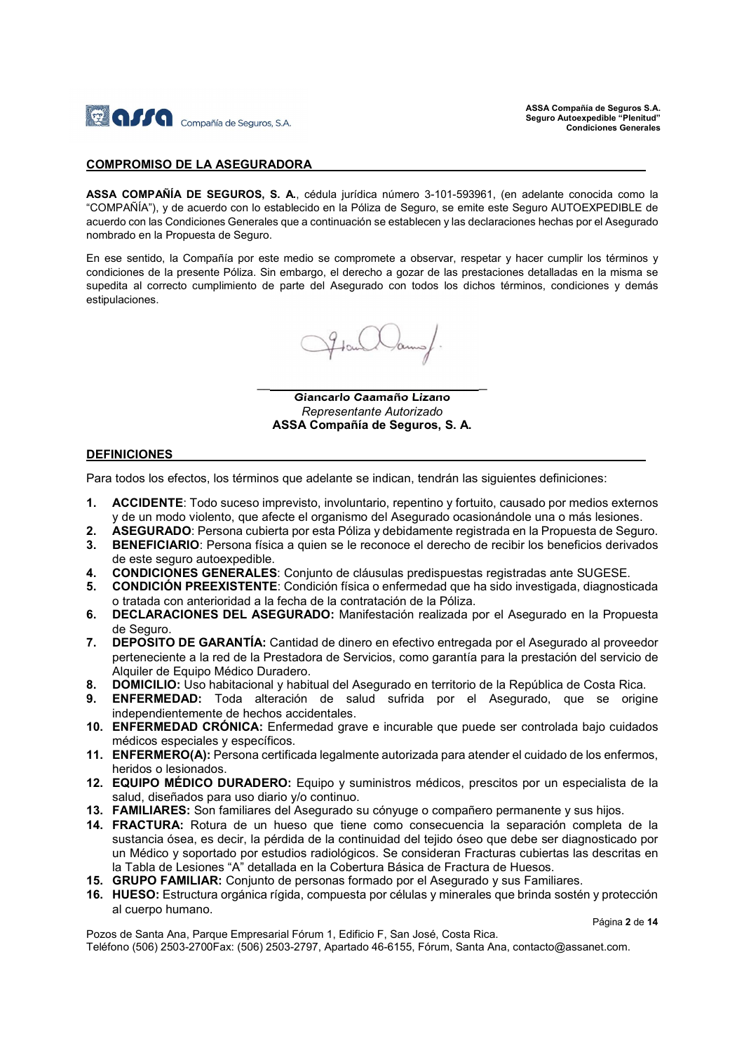## COMPROMISO DE LA ASEGURADORA

**ASSA COMPAÑÍA DE SEGUROS, S. A.**, cédula jurídica número 3-101-593961, (en adelante conocida como la "COMPAÑÍA"), y de acuerdo con lo establecido en la Póliza de Seguro, se emite este Seguro AUTOEXPEDIBLE de acuerdo con las Condiciones Generales que a continuación se establecen y las declaraciones hechas por el Asegurado nombrado en la Propuesta de Seguro.

En ese sentido, la Compañía por este medio se compromete a observar, respetar y hacer cumplir los términos y condiciones de la presente Póliza. Sin embargo, el derecho a gozar de las prestaciones detalladas en la misma se supedita al correcto cumplimiento de parte del Asegurado con todos los dichos términos, condiciones y demás estipulaciones.

***Giancarlo Caamaño Lizano***
*Representante Autorizado*
**ASSA Compañía de Seguros, S. A.**

## DEFINICIONES

Para todos los efectos, los términos que adelante se indican, tendrán las siguientes definiciones:

1. **ACCIDENTE**: Todo suceso imprevisto, involuntario, repentino y fortuito, causado por medios externos y de un modo violento, que afecte el organismo del Asegurado ocasionándole una o más lesiones.
2. **ASEGURADO**: Persona cubierta por esta Póliza y debidamente registrada en la Propuesta de Seguro.
3. **BENEFICIARIO**: Persona física a quien se le reconoce el derecho de recibir los beneficios derivados de este seguro autoexpedible.
4. **CONDICIONES GENERALES**: Conjunto de cláusulas predispuestas registradas ante SUGESE.
5. **CONDICIÓN PREEXISTENTE**: Condición física o enfermedad que ha sido investigada, diagnosticada o tratada con anterioridad a la fecha de la contratación de la Póliza.
6. **DECLARACIONES DEL ASEGURADO:** Manifestación realizada por el Asegurado en la Propuesta de Seguro.
7. **DEPOSITO DE GARANTÍA:** Cantidad de dinero en efectivo entregada por el Asegurado al proveedor perteneciente a la red de la Prestadora de Servicios, como garantía para la prestación del servicio de Alquiler de Equipo Médico Duradero.
8. **DOMICILIO:** Uso habitacional y habitual del Asegurado en territorio de la República de Costa Rica.
9. **ENFERMEDAD:** Toda alteración de salud sufrida por el Asegurado, que se origine independientemente de hechos accidentales.
10. **ENFERMEDAD CRÓNICA:** Enfermedad grave e incurable que puede ser controlada bajo cuidados médicos especiales y específicos.
11. **ENFERMERO(A):** Persona certificada legalmente autorizada para atender el cuidado de los enfermos, heridos o lesionados.
12. **EQUIPO MÉDICO DURADERO:** Equipo y suministros médicos, prescitos por un especialista de la salud, diseñados para uso diario y/o continuo.
13. **FAMILIARES:** Son familiares del Asegurado su cónyuge o compañero permanente y sus hijos.
14. **FRACTURA:** Rotura de un hueso que tiene como consecuencia la separación completa de la sustancia ósea, es decir, la pérdida de la continuidad del tejido óseo que debe ser diagnosticado por un Médico y soportado por estudios radiológicos. Se consideran Fracturas cubiertas las descritas en la Tabla de Lesiones "A" detallada en la Cobertura Básica de Fractura de Huesos.
15. **GRUPO FAMILIAR:** Conjunto de personas formado por el Asegurado y sus Familiares.
16. **HUESO:** Estructura orgánica rígida, compuesta por células y minerales que brinda sostén y protección al cuerpo humano.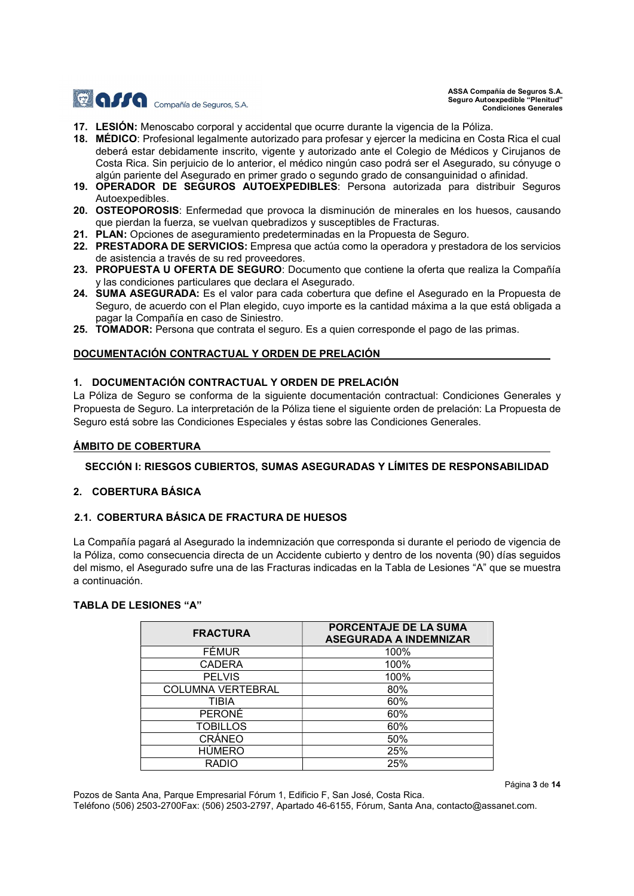17. **LESIÓN:** Menoscabo corporal y accidental que ocurre durante la vigencia de la Póliza.
18. **MÉDICO**: Profesional legalmente autorizado para profesar y ejercer la medicina en Costa Rica el cual deberá estar debidamente inscrito, vigente y autorizado ante el Colegio de Médicos y Cirujanos de Costa Rica. Sin perjuicio de lo anterior, el médico ningún caso podrá ser el Asegurado, su cónyuge o algún pariente del Asegurado en primer grado o segundo grado de consanguinidad o afinidad.
19. **OPERADOR DE SEGUROS AUTOEXPEDIBLES**: Persona autorizada para distribuir Seguros Autoexpedibles.
20. **OSTEOPOROSIS**: Enfermedad que provoca la disminución de minerales en los huesos, causando que pierdan la fuerza, se vuelvan quebradizos y susceptibles de Fracturas.
21. **PLAN:** Opciones de aseguramiento predeterminadas en la Propuesta de Seguro.
22. **PRESTADORA DE SERVICIOS:** Empresa que actúa como la operadora y prestadora de los servicios de asistencia a través de su red proveedores.
23. **PROPUESTA U OFERTA DE SEGURO**: Documento que contiene la oferta que realiza la Compañía y las condiciones particulares que declara el Asegurado.
24. **SUMA ASEGURADA:** Es el valor para cada cobertura que define el Asegurado en la Propuesta de Seguro, de acuerdo con el Plan elegido, cuyo importe es la cantidad máxima a la que está obligada a pagar la Compañía en caso de Siniestro.
25. **TOMADOR:** Persona que contrata el seguro. Es a quien corresponde el pago de las primas.

## DOCUMENTACIÓN CONTRACTUAL Y ORDEN DE PRELACIÓN

### 1. DOCUMENTACIÓN CONTRACTUAL Y ORDEN DE PRELACIÓN

La Póliza de Seguro se conforma de la siguiente documentación contractual: Condiciones Generales y Propuesta de Seguro. La interpretación de la Póliza tiene el siguiente orden de prelación: La Propuesta de Seguro está sobre las Condiciones Especiales y éstas sobre las Condiciones Generales.

## ÁMBITO DE COBERTURA

### SECCIÓN I: RIESGOS CUBIERTOS, SUMAS ASEGURADAS Y LÍMITES DE RESPONSABILIDAD

### 2. COBERTURA BÁSICA

### 2.1. COBERTURA BÁSICA DE FRACTURA DE HUESOS

La Compañía pagará al Asegurado la indemnización que corresponda si durante el periodo de vigencia de la Póliza, como consecuencia directa de un Accidente cubierto y dentro de los noventa (90) días seguidos del mismo, el Asegurado sufre una de las Fracturas indicadas en la Tabla de Lesiones "A" que se muestra a continuación.

**TABLA DE LESIONES "A"**

| FRACTURA | PORCENTAJE DE LA SUMA ASEGURADA A INDEMNIZAR |
|---|---|
| FÉMUR | 100% |
| CADERA | 100% |
| PELVIS | 100% |
| COLUMNA VERTEBRAL | 80% |
| TIBIA | 60% |
| PERONÉ | 60% |
| TOBILLOS | 60% |
| CRÁNEO | 50% |
| HÚMERO | 25% |
| RADIO | 25% |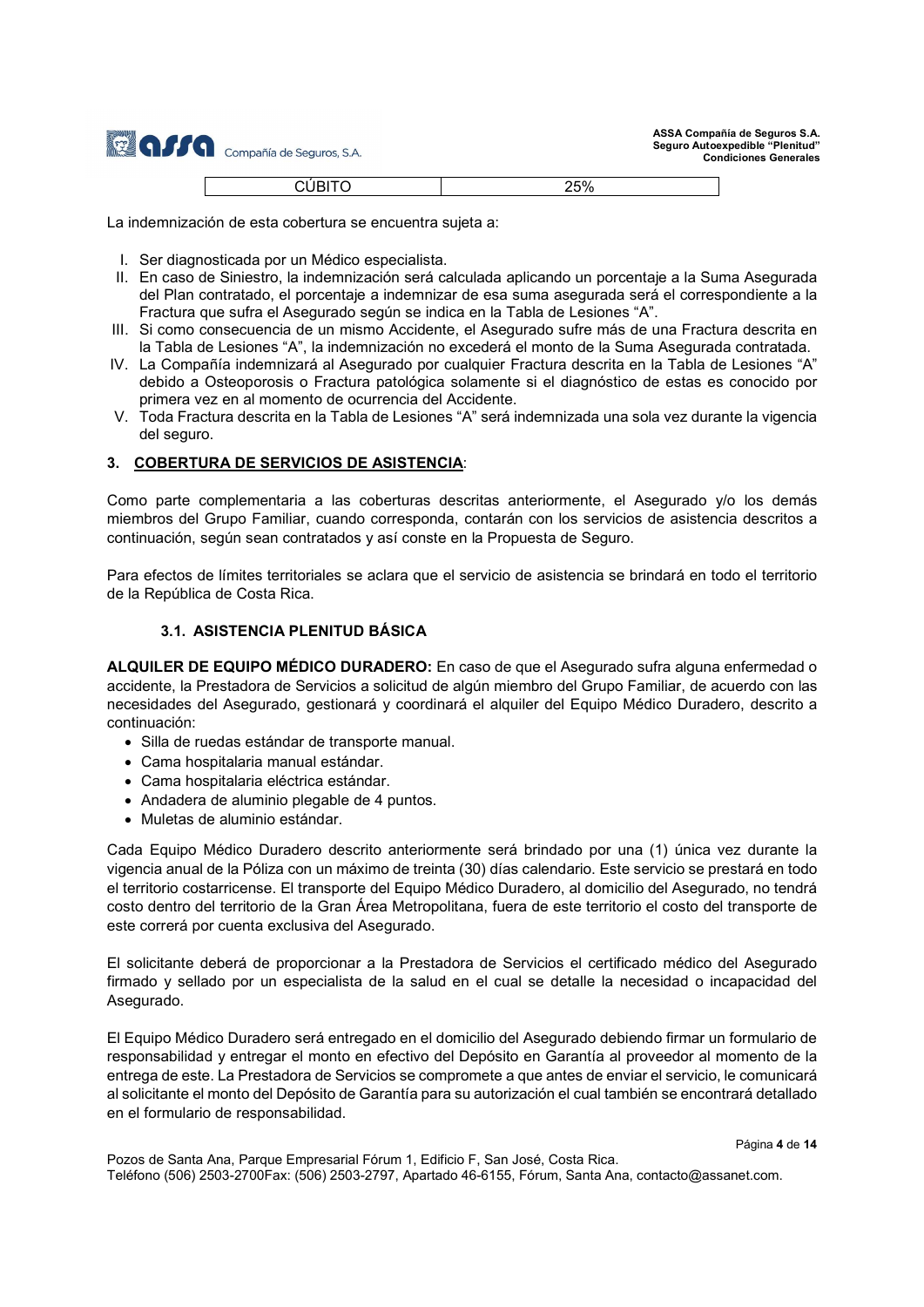| CÚBITO | 25% |
|---|---|

La indemnización de esta cobertura se encuentra sujeta a:

I. Ser diagnosticada por un Médico especialista.
II. En caso de Siniestro, la indemnización será calculada aplicando un porcentaje a la Suma Asegurada del Plan contratado, el porcentaje a indemnizar de esa suma asegurada será el correspondiente a la Fractura que sufra el Asegurado según se indica en la Tabla de Lesiones "A".
III. Si como consecuencia de un mismo Accidente, el Asegurado sufre más de una Fractura descrita en la Tabla de Lesiones "A", la indemnización no excederá el monto de la Suma Asegurada contratada.
IV. La Compañía indemnizará al Asegurado por cualquier Fractura descrita en la Tabla de Lesiones "A" debido a Osteoporosis o Fractura patológica solamente si el diagnóstico de estas es conocido por primera vez en al momento de ocurrencia del Accidente.
V. Toda Fractura descrita en la Tabla de Lesiones "A" será indemnizada una sola vez durante la vigencia del seguro.

### 3. COBERTURA DE SERVICIOS DE ASISTENCIA:

Como parte complementaria a las coberturas descritas anteriormente, el Asegurado y/o los demás miembros del Grupo Familiar, cuando corresponda, contarán con los servicios de asistencia descritos a continuación, según sean contratados y así conste en la Propuesta de Seguro.

Para efectos de límites territoriales se aclara que el servicio de asistencia se brindará en todo el territorio de la República de Costa Rica.

#### 3.1. ASISTENCIA PLENITUD BÁSICA

**ALQUILER DE EQUIPO MÉDICO DURADERO:** En caso de que el Asegurado sufra alguna enfermedad o accidente, la Prestadora de Servicios a solicitud de algún miembro del Grupo Familiar, de acuerdo con las necesidades del Asegurado, gestionará y coordinará el alquiler del Equipo Médico Duradero, descrito a continuación:

- Silla de ruedas estándar de transporte manual.
- Cama hospitalaria manual estándar.
- Cama hospitalaria eléctrica estándar.
- Andadera de aluminio plegable de 4 puntos.
- Muletas de aluminio estándar.

Cada Equipo Médico Duradero descrito anteriormente será brindado por una (1) única vez durante la vigencia anual de la Póliza con un máximo de treinta (30) días calendario. Este servicio se prestará en todo el territorio costarricense. El transporte del Equipo Médico Duradero, al domicilio del Asegurado, no tendrá costo dentro del territorio de la Gran Área Metropolitana, fuera de este territorio el costo del transporte de este correrá por cuenta exclusiva del Asegurado.

El solicitante deberá de proporcionar a la Prestadora de Servicios el certificado médico del Asegurado firmado y sellado por un especialista de la salud en el cual se detalle la necesidad o incapacidad del Asegurado.

El Equipo Médico Duradero será entregado en el domicilio del Asegurado debiendo firmar un formulario de responsabilidad y entregar el monto en efectivo del Depósito en Garantía al proveedor al momento de la entrega de este. La Prestadora de Servicios se compromete a que antes de enviar el servicio, le comunicará al solicitante el monto del Depósito de Garantía para su autorización el cual también se encontrará detallado en el formulario de responsabilidad.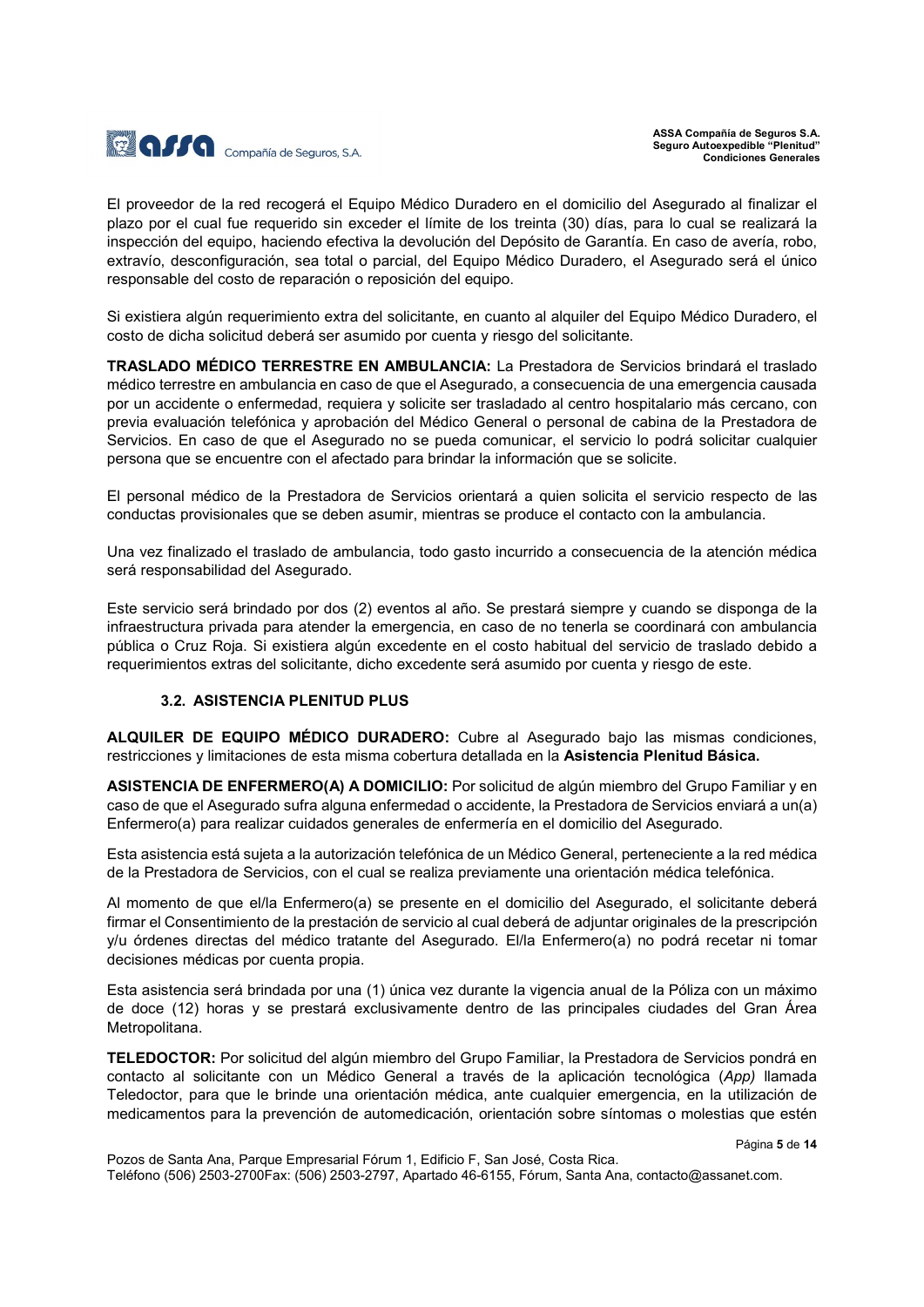El proveedor de la red recogerá el Equipo Médico Duradero en el domicilio del Asegurado al finalizar el plazo por el cual fue requerido sin exceder el límite de los treinta (30) días, para lo cual se realizará la inspección del equipo, haciendo efectiva la devolución del Depósito de Garantía. En caso de avería, robo, extravío, desconfiguración, sea total o parcial, del Equipo Médico Duradero, el Asegurado será el único responsable del costo de reparación o reposición del equipo.

Si existiera algún requerimiento extra del solicitante, en cuanto al alquiler del Equipo Médico Duradero, el costo de dicha solicitud deberá ser asumido por cuenta y riesgo del solicitante.

**TRASLADO MÉDICO TERRESTRE EN AMBULANCIA:** La Prestadora de Servicios brindará el traslado médico terrestre en ambulancia en caso de que el Asegurado, a consecuencia de una emergencia causada por un accidente o enfermedad, requiera y solicite ser trasladado al centro hospitalario más cercano, con previa evaluación telefónica y aprobación del Médico General o personal de cabina de la Prestadora de Servicios. En caso de que el Asegurado no se pueda comunicar, el servicio lo podrá solicitar cualquier persona que se encuentre con el afectado para brindar la información que se solicite.

El personal médico de la Prestadora de Servicios orientará a quien solicita el servicio respecto de las conductas provisionales que se deben asumir, mientras se produce el contacto con la ambulancia.

Una vez finalizado el traslado de ambulancia, todo gasto incurrido a consecuencia de la atención médica será responsabilidad del Asegurado.

Este servicio será brindado por dos (2) eventos al año. Se prestará siempre y cuando se disponga de la infraestructura privada para atender la emergencia, en caso de no tenerla se coordinará con ambulancia pública o Cruz Roja. Si existiera algún excedente en el costo habitual del servicio de traslado debido a requerimientos extras del solicitante, dicho excedente será asumido por cuenta y riesgo de este.

### 3.2. ASISTENCIA PLENITUD PLUS

**ALQUILER DE EQUIPO MÉDICO DURADERO:** Cubre al Asegurado bajo las mismas condiciones, restricciones y limitaciones de esta misma cobertura detallada en la **Asistencia Plenitud Básica.**

**ASISTENCIA DE ENFERMERO(A) A DOMICILIO:** Por solicitud de algún miembro del Grupo Familiar y en caso de que el Asegurado sufra alguna enfermedad o accidente, la Prestadora de Servicios enviará a un(a) Enfermero(a) para realizar cuidados generales de enfermería en el domicilio del Asegurado.

Esta asistencia está sujeta a la autorización telefónica de un Médico General, perteneciente a la red médica de la Prestadora de Servicios, con el cual se realiza previamente una orientación médica telefónica.

Al momento de que el/la Enfermero(a) se presente en el domicilio del Asegurado, el solicitante deberá firmar el Consentimiento de la prestación de servicio al cual deberá de adjuntar originales de la prescripción y/u órdenes directas del médico tratante del Asegurado. El/la Enfermero(a) no podrá recetar ni tomar decisiones médicas por cuenta propia.

Esta asistencia será brindada por una (1) única vez durante la vigencia anual de la Póliza con un máximo de doce (12) horas y se prestará exclusivamente dentro de las principales ciudades del Gran Área Metropolitana.

**TELEDOCTOR:** Por solicitud del algún miembro del Grupo Familiar, la Prestadora de Servicios pondrá en contacto al solicitante con un Médico General a través de la aplicación tecnológica (*App)* llamada Teledoctor, para que le brinde una orientación médica, ante cualquier emergencia, en la utilización de medicamentos para la prevención de automedicación, orientación sobre síntomas o molestias que estén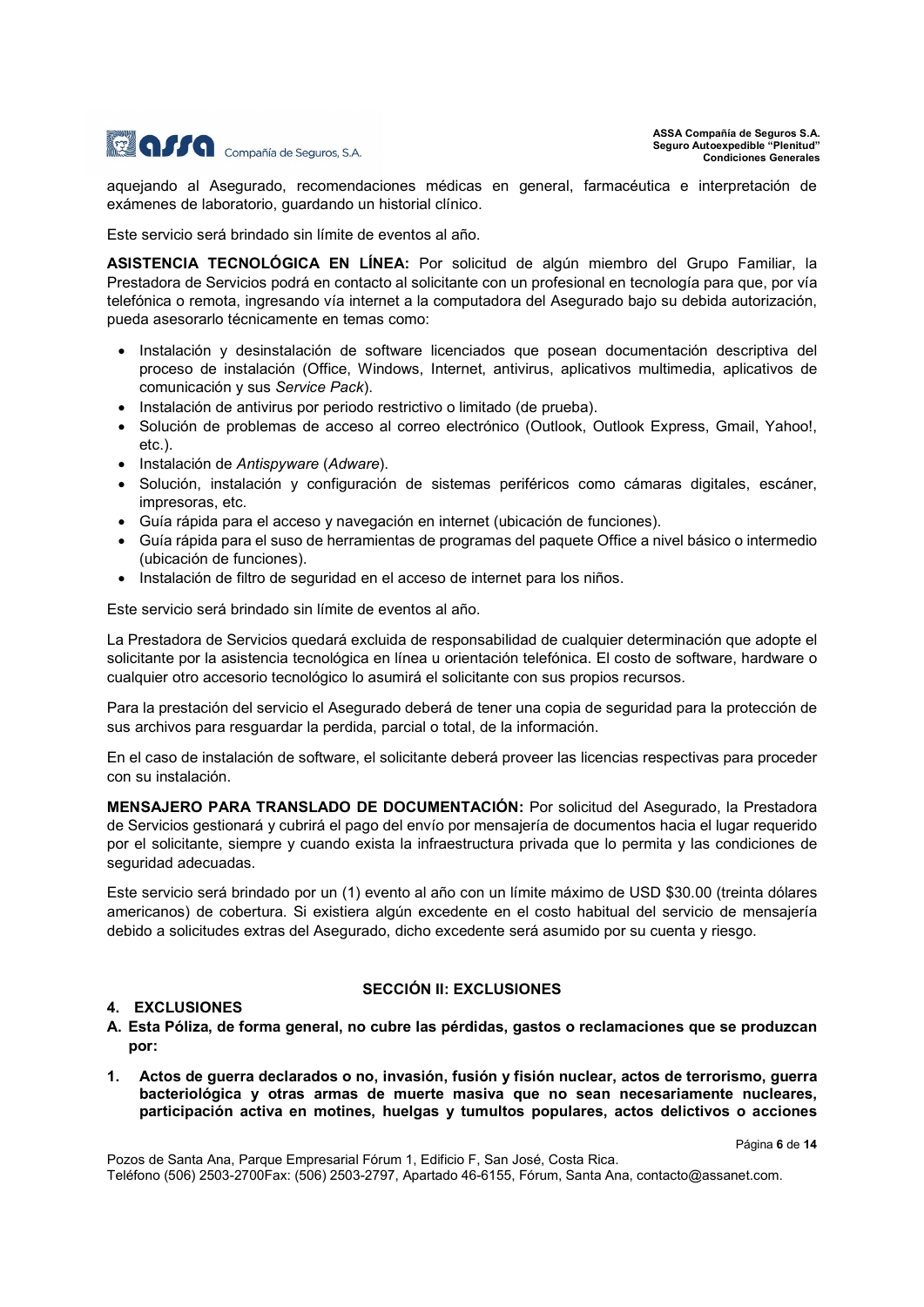aquejando al Asegurado, recomendaciones médicas en general, farmacéutica e interpretación de exámenes de laboratorio, guardando un historial clínico.

Este servicio será brindado sin límite de eventos al año.

**ASISTENCIA TECNOLÓGICA EN LÍNEA:** Por solicitud de algún miembro del Grupo Familiar, la Prestadora de Servicios podrá en contacto al solicitante con un profesional en tecnología para que, por vía telefónica o remota, ingresando vía internet a la computadora del Asegurado bajo su debida autorización, pueda asesorarlo técnicamente en temas como:

- Instalación y desinstalación de software licenciados que posean documentación descriptiva del proceso de instalación (Office, Windows, Internet, antivirus, aplicativos multimedia, aplicativos de comunicación y sus *Service Pack*).
- Instalación de antivirus por periodo restrictivo o limitado (de prueba).
- Solución de problemas de acceso al correo electrónico (Outlook, Outlook Express, Gmail, Yahoo!, etc.).
- Instalación de *Antispyware* (*Adware*).
- Solución, instalación y configuración de sistemas periféricos como cámaras digitales, escáner, impresoras, etc.
- Guía rápida para el acceso y navegación en internet (ubicación de funciones).
- Guía rápida para el suso de herramientas de programas del paquete Office a nivel básico o intermedio (ubicación de funciones).
- Instalación de filtro de seguridad en el acceso de internet para los niños.

Este servicio será brindado sin límite de eventos al año.

La Prestadora de Servicios quedará excluida de responsabilidad de cualquier determinación que adopte el solicitante por la asistencia tecnológica en línea u orientación telefónica. El costo de software, hardware o cualquier otro accesorio tecnológico lo asumirá el solicitante con sus propios recursos.

Para la prestación del servicio el Asegurado deberá de tener una copia de seguridad para la protección de sus archivos para resguardar la perdida, parcial o total, de la información.

En el caso de instalación de software, el solicitante deberá proveer las licencias respectivas para proceder con su instalación.

**MENSAJERO PARA TRANSLADO DE DOCUMENTACIÓN:** Por solicitud del Asegurado, la Prestadora de Servicios gestionará y cubrirá el pago del envío por mensajería de documentos hacia el lugar requerido por el solicitante, siempre y cuando exista la infraestructura privada que lo permita y las condiciones de seguridad adecuadas.

Este servicio será brindado por un (1) evento al año con un límite máximo de USD $30.00 (treinta dólares americanos) de cobertura. Si existiera algún excedente en el costo habitual del servicio de mensajería debido a solicitudes extras del Asegurado, dicho excedente será asumido por su cuenta y riesgo.

## SECCIÓN II: EXCLUSIONES

### 4. EXCLUSIONES

**A. Esta Póliza, de forma general, no cubre las pérdidas, gastos o reclamaciones que se produzcan por:**

**1. Actos de guerra declarados o no, invasión, fusión y fisión nuclear, actos de terrorismo, guerra bacteriológica y otras armas de muerte masiva que no sean necesariamente nucleares, participación activa en motines, huelgas y tumultos populares, actos delictivos o acciones**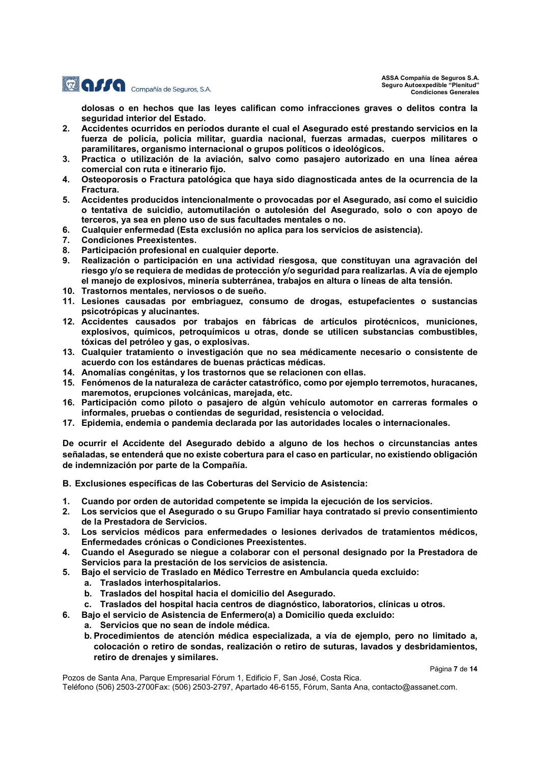**dolosas o en hechos que las leyes califican como infracciones graves o delitos contra la seguridad interior del Estado.**

2. **Accidentes ocurridos en períodos durante el cual el Asegurado esté prestando servicios en la fuerza de policía, policía militar, guardia nacional, fuerzas armadas, cuerpos militares o paramilitares, organismo internacional o grupos políticos o ideológicos.**
3. **Practica o utilización de la aviación, salvo como pasajero autorizado en una línea aérea comercial con ruta e itinerario fijo.**
4. **Osteoporosis o Fractura patológica que haya sido diagnosticada antes de la ocurrencia de la Fractura.**
5. **Accidentes producidos intencionalmente o provocadas por el Asegurado, así como el suicidio o tentativa de suicidio, automutilación o autolesión del Asegurado, solo o con apoyo de terceros, ya sea en pleno uso de sus facultades mentales o no.**
6. **Cualquier enfermedad (Esta exclusión no aplica para los servicios de asistencia).**
7. **Condiciones Preexistentes.**
8. **Participación profesional en cualquier deporte.**
9. **Realización o participación en una actividad riesgosa, que constituyan una agravación del riesgo y/o se requiera de medidas de protección y/o seguridad para realizarlas. A vía de ejemplo el manejo de explosivos, minería subterránea, trabajos en altura o líneas de alta tensión.**
10. **Trastornos mentales, nerviosos o de sueño.**
11. **Lesiones causadas por embriaguez, consumo de drogas, estupefacientes o sustancias psicotrópicas y alucinantes.**
12. **Accidentes causados por trabajos en fábricas de artículos pirotécnicos, municiones, explosivos, químicos, petroquímicos u otras, donde se utilicen substancias combustibles, tóxicas del petróleo y gas, o explosivas.**
13. **Cualquier tratamiento o investigación que no sea médicamente necesario o consistente de acuerdo con los estándares de buenas prácticas médicas.**
14. **Anomalías congénitas, y los trastornos que se relacionen con ellas.**
15. **Fenómenos de la naturaleza de carácter catastrófico, como por ejemplo terremotos, huracanes, maremotos, erupciones volcánicas, marejada, etc.**
16. **Participación como piloto o pasajero de algún vehículo automotor en carreras formales o informales, pruebas o contiendas de seguridad, resistencia o velocidad.**
17. **Epidemia, endemia o pandemia declarada por las autoridades locales o internacionales.**

**De ocurrir el Accidente del Asegurado debido a alguno de los hechos o circunstancias antes señaladas, se entenderá que no existe cobertura para el caso en particular, no existiendo obligación de indemnización por parte de la Compañía.**

**B. Exclusiones específicas de las Coberturas del Servicio de Asistencia:**

1. **Cuando por orden de autoridad competente se impida la ejecución de los servicios.**
2. **Los servicios que el Asegurado o su Grupo Familiar haya contratado si previo consentimiento de la Prestadora de Servicios.**
3. **Los servicios médicos para enfermedades o lesiones derivados de tratamientos médicos, Enfermedades crónicas o Condiciones Preexistentes.**
4. **Cuando el Asegurado se niegue a colaborar con el personal designado por la Prestadora de Servicios para la prestación de los servicios de asistencia.**
5. **Bajo el servicio de Traslado en Médico Terrestre en Ambulancia queda excluido:**
   a. **Traslados interhospitalarios.**
   b. **Traslados del hospital hacia el domicilio del Asegurado.**
   c. **Traslados del hospital hacia centros de diagnóstico, laboratorios, clínicas u otros.**
6. **Bajo el servicio de Asistencia de Enfermero(a) a Domicilio queda excluido:**
   a. **Servicios que no sean de índole médica.**
   b. **Procedimientos de atención médica especializada, a vía de ejemplo, pero no limitado a, colocación o retiro de sondas, realización o retiro de suturas, lavados y desbridamientos, retiro de drenajes y similares.**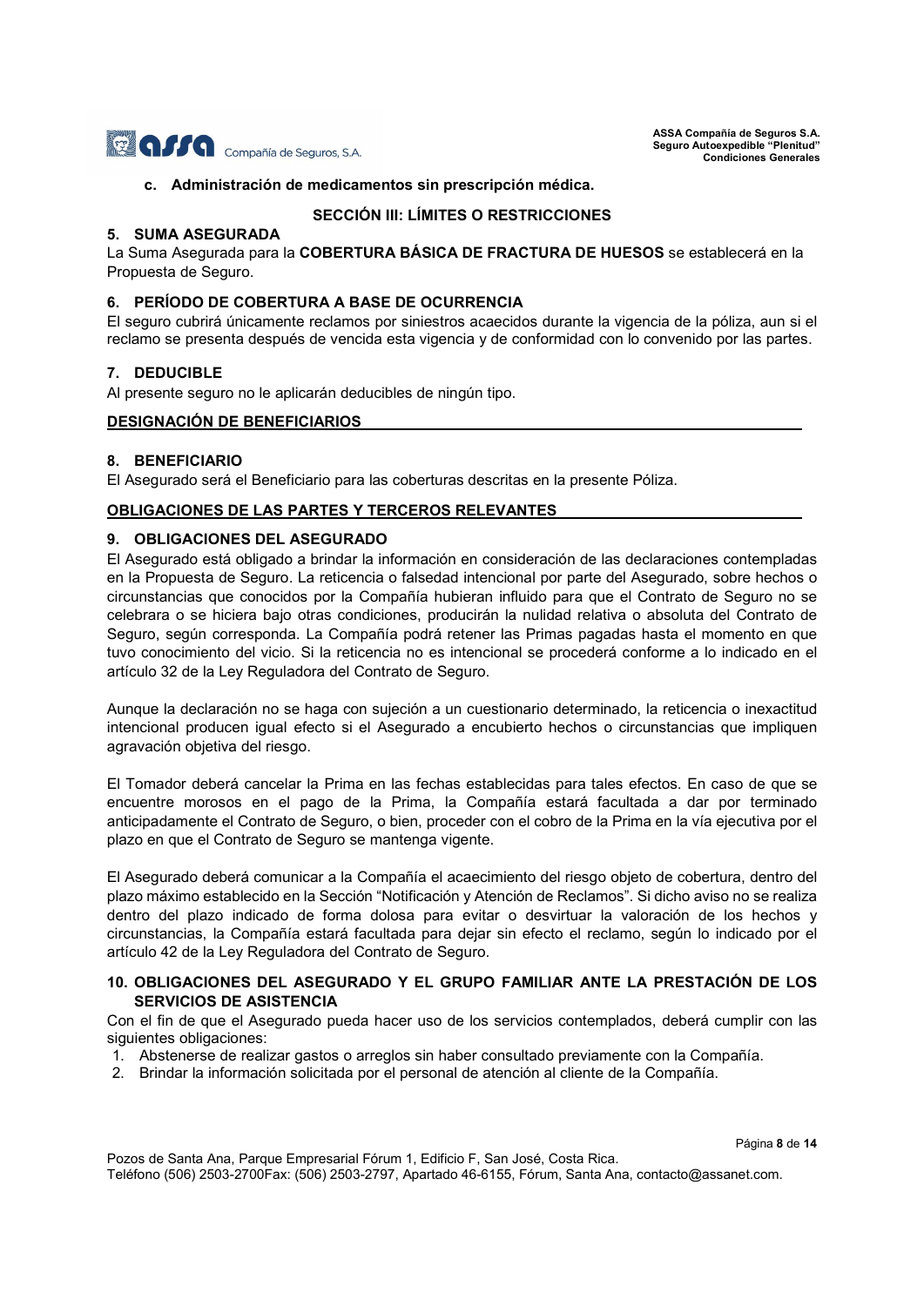c. **Administración de medicamentos sin prescripción médica.**

## SECCIÓN III: LÍMITES O RESTRICCIONES

### 5. SUMA ASEGURADA

La Suma Asegurada para la **COBERTURA BÁSICA DE FRACTURA DE HUESOS** se establecerá en la Propuesta de Seguro.

### 6. PERÍODO DE COBERTURA A BASE DE OCURRENCIA

El seguro cubrirá únicamente reclamos por siniestros acaecidos durante la vigencia de la póliza, aun si el reclamo se presenta después de vencida esta vigencia y de conformidad con lo convenido por las partes.

### 7. DEDUCIBLE

Al presente seguro no le aplicarán deducibles de ningún tipo.

## DESIGNACIÓN DE BENEFICIARIOS

### 8. BENEFICIARIO

El Asegurado será el Beneficiario para las coberturas descritas en la presente Póliza.

## OBLIGACIONES DE LAS PARTES Y TERCEROS RELEVANTES

### 9. OBLIGACIONES DEL ASEGURADO

El Asegurado está obligado a brindar la información en consideración de las declaraciones contempladas en la Propuesta de Seguro. La reticencia o falsedad intencional por parte del Asegurado, sobre hechos o circunstancias que conocidos por la Compañía hubieran influido para que el Contrato de Seguro no se celebrara o se hiciera bajo otras condiciones, producirán la nulidad relativa o absoluta del Contrato de Seguro, según corresponda. La Compañía podrá retener las Primas pagadas hasta el momento en que tuvo conocimiento del vicio. Si la reticencia no es intencional se procederá conforme a lo indicado en el artículo 32 de la Ley Reguladora del Contrato de Seguro.

Aunque la declaración no se haga con sujeción a un cuestionario determinado, la reticencia o inexactitud intencional producen igual efecto si el Asegurado a encubierto hechos o circunstancias que impliquen agravación objetiva del riesgo.

El Tomador deberá cancelar la Prima en las fechas establecidas para tales efectos. En caso de que se encuentre morosos en el pago de la Prima, la Compañía estará facultada a dar por terminado anticipadamente el Contrato de Seguro, o bien, proceder con el cobro de la Prima en la vía ejecutiva por el plazo en que el Contrato de Seguro se mantenga vigente.

El Asegurado deberá comunicar a la Compañía el acaecimiento del riesgo objeto de cobertura, dentro del plazo máximo establecido en la Sección "Notificación y Atención de Reclamos". Si dicho aviso no se realiza dentro del plazo indicado de forma dolosa para evitar o desvirtuar la valoración de los hechos y circunstancias, la Compañía estará facultada para dejar sin efecto el reclamo, según lo indicado por el artículo 42 de la Ley Reguladora del Contrato de Seguro.

### 10. OBLIGACIONES DEL ASEGURADO Y EL GRUPO FAMILIAR ANTE LA PRESTACIÓN DE LOS SERVICIOS DE ASISTENCIA

Con el fin de que el Asegurado pueda hacer uso de los servicios contemplados, deberá cumplir con las siguientes obligaciones:

1. Abstenerse de realizar gastos o arreglos sin haber consultado previamente con la Compañía.
2. Brindar la información solicitada por el personal de atención al cliente de la Compañía.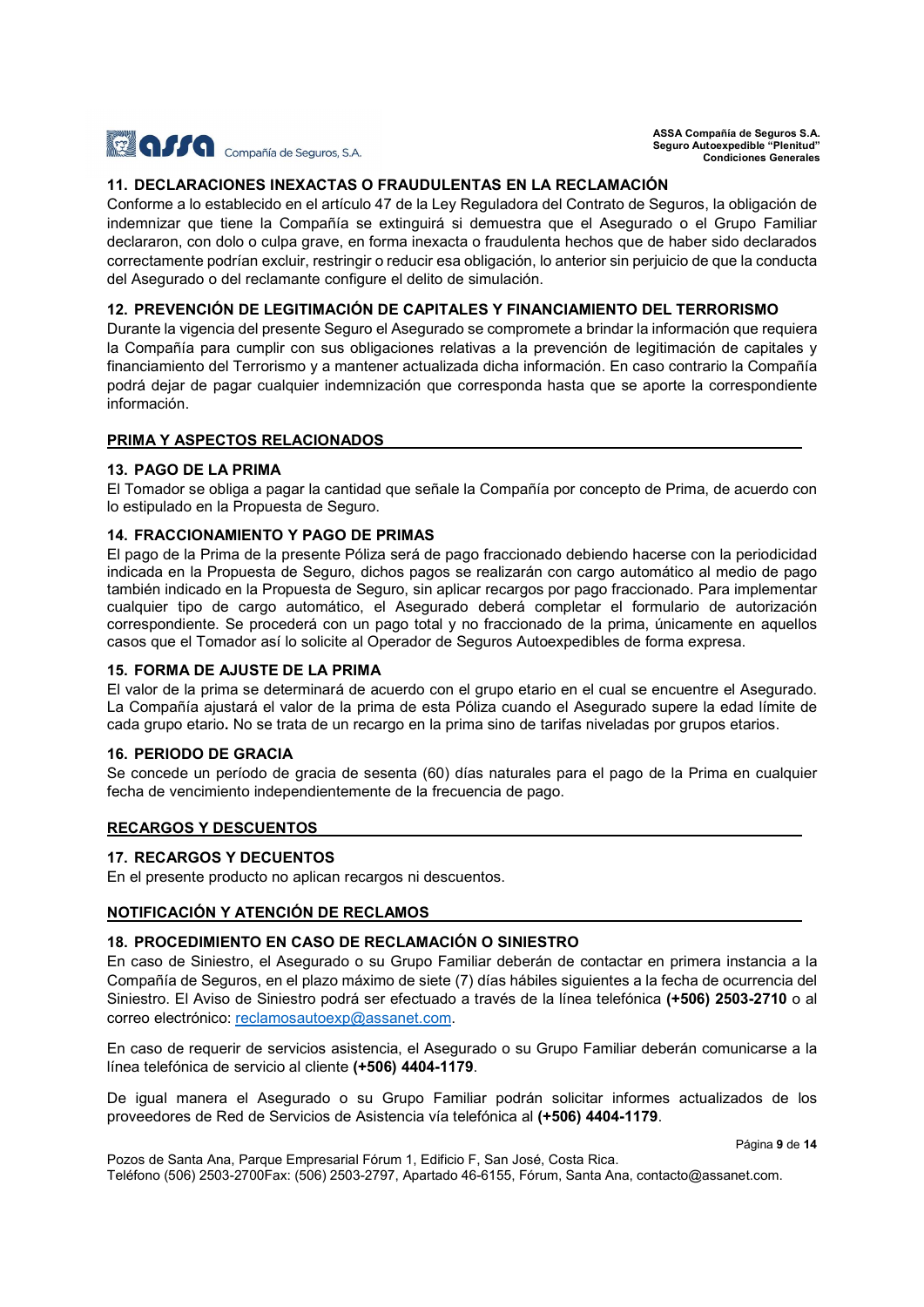### 11. DECLARACIONES INEXACTAS O FRAUDULENTAS EN LA RECLAMACIÓN

Conforme a lo establecido en el artículo 47 de la Ley Reguladora del Contrato de Seguros, la obligación de indemnizar que tiene la Compañía se extinguirá si demuestra que el Asegurado o el Grupo Familiar declararon, con dolo o culpa grave, en forma inexacta o fraudulenta hechos que de haber sido declarados correctamente podrían excluir, restringir o reducir esa obligación, lo anterior sin perjuicio de que la conducta del Asegurado o del reclamante configure el delito de simulación.

### 12. PREVENCIÓN DE LEGITIMACIÓN DE CAPITALES Y FINANCIAMIENTO DEL TERRORISMO

Durante la vigencia del presente Seguro el Asegurado se compromete a brindar la información que requiera la Compañía para cumplir con sus obligaciones relativas a la prevención de legitimación de capitales y financiamiento del Terrorismo y a mantener actualizada dicha información. En caso contrario la Compañía podrá dejar de pagar cualquier indemnización que corresponda hasta que se aporte la correspondiente información.

## PRIMA Y ASPECTOS RELACIONADOS

### 13. PAGO DE LA PRIMA

El Tomador se obliga a pagar la cantidad que señale la Compañía por concepto de Prima, de acuerdo con lo estipulado en la Propuesta de Seguro.

### 14. FRACCIONAMIENTO Y PAGO DE PRIMAS

El pago de la Prima de la presente Póliza será de pago fraccionado debiendo hacerse con la periodicidad indicada en la Propuesta de Seguro, dichos pagos se realizarán con cargo automático al medio de pago también indicado en la Propuesta de Seguro, sin aplicar recargos por pago fraccionado. Para implementar cualquier tipo de cargo automático, el Asegurado deberá completar el formulario de autorización correspondiente. Se procederá con un pago total y no fraccionado de la prima, únicamente en aquellos casos que el Tomador así lo solicite al Operador de Seguros Autoexpedibles de forma expresa.

### 15. FORMA DE AJUSTE DE LA PRIMA

El valor de la prima se determinará de acuerdo con el grupo etario en el cual se encuentre el Asegurado. La Compañía ajustará el valor de la prima de esta Póliza cuando el Asegurado supere la edad límite de cada grupo etario**.** No se trata de un recargo en la prima sino de tarifas niveladas por grupos etarios.

### 16. PERIODO DE GRACIA

Se concede un período de gracia de sesenta (60) días naturales para el pago de la Prima en cualquier fecha de vencimiento independientemente de la frecuencia de pago.

## RECARGOS Y DESCUENTOS

### 17. RECARGOS Y DECUENTOS

En el presente producto no aplican recargos ni descuentos.

## NOTIFICACIÓN Y ATENCIÓN DE RECLAMOS

### 18. PROCEDIMIENTO EN CASO DE RECLAMACIÓN O SINIESTRO

En caso de Siniestro, el Asegurado o su Grupo Familiar deberán de contactar en primera instancia a la Compañía de Seguros, en el plazo máximo de siete (7) días hábiles siguientes a la fecha de ocurrencia del Siniestro. El Aviso de Siniestro podrá ser efectuado a través de la línea telefónica **(+506) 2503-2710** o al correo electrónico: reclamosautoexp@assanet.com.

En caso de requerir de servicios asistencia, el Asegurado o su Grupo Familiar deberán comunicarse a la línea telefónica de servicio al cliente **(+506) 4404-1179**.

De igual manera el Asegurado o su Grupo Familiar podrán solicitar informes actualizados de los proveedores de Red de Servicios de Asistencia vía telefónica al **(+506) 4404-1179**.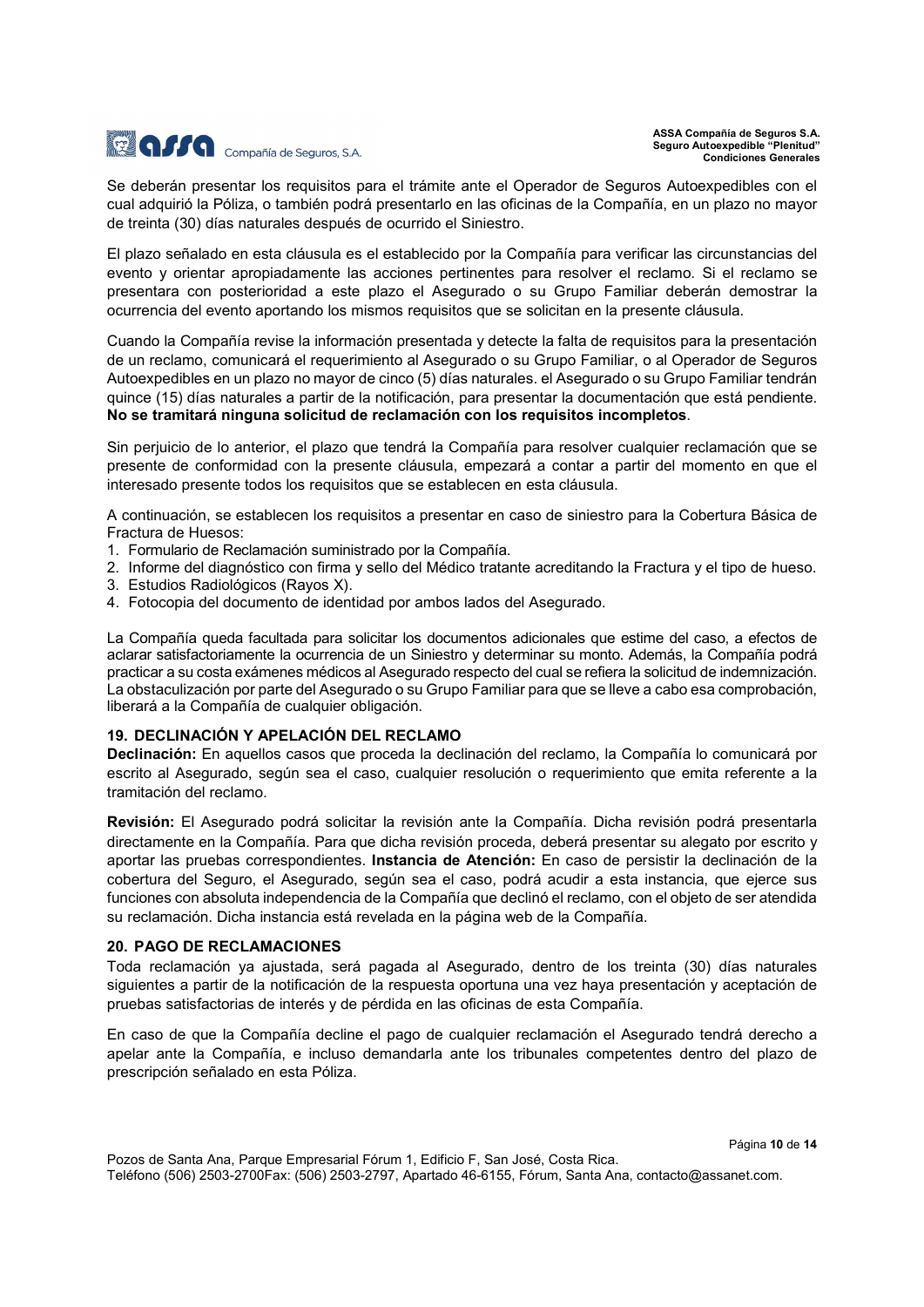Se deberán presentar los requisitos para el trámite ante el Operador de Seguros Autoexpedibles con el cual adquirió la Póliza, o también podrá presentarlo en las oficinas de la Compañía, en un plazo no mayor de treinta (30) días naturales después de ocurrido el Siniestro.

El plazo señalado en esta cláusula es el establecido por la Compañía para verificar las circunstancias del evento y orientar apropiadamente las acciones pertinentes para resolver el reclamo. Si el reclamo se presentara con posterioridad a este plazo el Asegurado o su Grupo Familiar deberán demostrar la ocurrencia del evento aportando los mismos requisitos que se solicitan en la presente cláusula.

Cuando la Compañía revise la información presentada y detecte la falta de requisitos para la presentación de un reclamo, comunicará el requerimiento al Asegurado o su Grupo Familiar, o al Operador de Seguros Autoexpedibles en un plazo no mayor de cinco (5) días naturales. el Asegurado o su Grupo Familiar tendrán quince (15) días naturales a partir de la notificación, para presentar la documentación que está pendiente. **No se tramitará ninguna solicitud de reclamación con los requisitos incompletos**.

Sin perjuicio de lo anterior, el plazo que tendrá la Compañía para resolver cualquier reclamación que se presente de conformidad con la presente cláusula, empezará a contar a partir del momento en que el interesado presente todos los requisitos que se establecen en esta cláusula.

A continuación, se establecen los requisitos a presentar en caso de siniestro para la Cobertura Básica de Fractura de Huesos:

1. Formulario de Reclamación suministrado por la Compañía.
2. Informe del diagnóstico con firma y sello del Médico tratante acreditando la Fractura y el tipo de hueso.
3. Estudios Radiológicos (Rayos X).
4. Fotocopia del documento de identidad por ambos lados del Asegurado.

La Compañía queda facultada para solicitar los documentos adicionales que estime del caso, a efectos de aclarar satisfactoriamente la ocurrencia de un Siniestro y determinar su monto. Además, la Compañía podrá practicar a su costa exámenes médicos al Asegurado respecto del cual se refiera la solicitud de indemnización. La obstaculización por parte del Asegurado o su Grupo Familiar para que se lleve a cabo esa comprobación, liberará a la Compañía de cualquier obligación.

## 19. DECLINACIÓN Y APELACIÓN DEL RECLAMO

**Declinación:** En aquellos casos que proceda la declinación del reclamo, la Compañía lo comunicará por escrito al Asegurado, según sea el caso, cualquier resolución o requerimiento que emita referente a la tramitación del reclamo.

**Revisión:** El Asegurado podrá solicitar la revisión ante la Compañía. Dicha revisión podrá presentarla directamente en la Compañía. Para que dicha revisión proceda, deberá presentar su alegato por escrito y aportar las pruebas correspondientes. **Instancia de Atención:** En caso de persistir la declinación de la cobertura del Seguro, el Asegurado, según sea el caso, podrá acudir a esta instancia, que ejerce sus funciones con absoluta independencia de la Compañía que declinó el reclamo, con el objeto de ser atendida su reclamación. Dicha instancia está revelada en la página web de la Compañía.

## 20. PAGO DE RECLAMACIONES

Toda reclamación ya ajustada, será pagada al Asegurado, dentro de los treinta (30) días naturales siguientes a partir de la notificación de la respuesta oportuna una vez haya presentación y aceptación de pruebas satisfactorias de interés y de pérdida en las oficinas de esta Compañía.

En caso de que la Compañía decline el pago de cualquier reclamación el Asegurado tendrá derecho a apelar ante la Compañía, e incluso demandarla ante los tribunales competentes dentro del plazo de prescripción señalado en esta Póliza.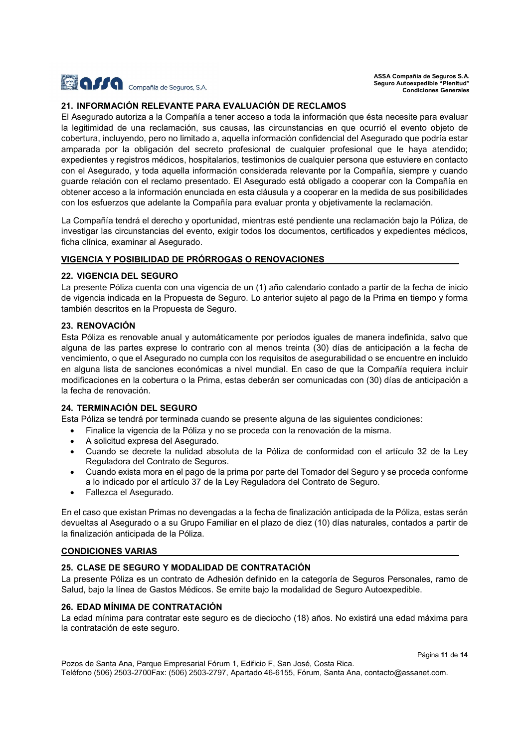## 21. INFORMACIÓN RELEVANTE PARA EVALUACIÓN DE RECLAMOS

El Asegurado autoriza a la Compañía a tener acceso a toda la información que ésta necesite para evaluar la legitimidad de una reclamación, sus causas, las circunstancias en que ocurrió el evento objeto de cobertura, incluyendo, pero no limitado a, aquella información confidencial del Asegurado que podría estar amparada por la obligación del secreto profesional de cualquier profesional que le haya atendido; expedientes y registros médicos, hospitalarios, testimonios de cualquier persona que estuviere en contacto con el Asegurado, y toda aquella información considerada relevante por la Compañía, siempre y cuando guarde relación con el reclamo presentado. El Asegurado está obligado a cooperar con la Compañía en obtener acceso a la información enunciada en esta cláusula y a cooperar en la medida de sus posibilidades con los esfuerzos que adelante la Compañía para evaluar pronta y objetivamente la reclamación.

La Compañía tendrá el derecho y oportunidad, mientras esté pendiente una reclamación bajo la Póliza, de investigar las circunstancias del evento, exigir todos los documentos, certificados y expedientes médicos, ficha clínica, examinar al Asegurado.

## VIGENCIA Y POSIBILIDAD DE PRÓRROGAS O RENOVACIONES

## 22. VIGENCIA DEL SEGURO

La presente Póliza cuenta con una vigencia de un (1) año calendario contado a partir de la fecha de inicio de vigencia indicada en la Propuesta de Seguro. Lo anterior sujeto al pago de la Prima en tiempo y forma también descritos en la Propuesta de Seguro.

## 23. RENOVACIÓN

Esta Póliza es renovable anual y automáticamente por períodos iguales de manera indefinida, salvo que alguna de las partes exprese lo contrario con al menos treinta (30) días de anticipación a la fecha de vencimiento, o que el Asegurado no cumpla con los requisitos de asegurabilidad o se encuentre en incluido en alguna lista de sanciones económicas a nivel mundial. En caso de que la Compañía requiera incluir modificaciones en la cobertura o la Prima, estas deberán ser comunicadas con (30) días de anticipación a la fecha de renovación.

## 24. TERMINACIÓN DEL SEGURO

Esta Póliza se tendrá por terminada cuando se presente alguna de las siguientes condiciones:

- Finalice la vigencia de la Póliza y no se proceda con la renovación de la misma.
- A solicitud expresa del Asegurado.
- Cuando se decrete la nulidad absoluta de la Póliza de conformidad con el artículo 32 de la Ley Reguladora del Contrato de Seguros.
- Cuando exista mora en el pago de la prima por parte del Tomador del Seguro y se proceda conforme a lo indicado por el artículo 37 de la Ley Reguladora del Contrato de Seguro.
- Fallezca el Asegurado.

En el caso que existan Primas no devengadas a la fecha de finalización anticipada de la Póliza, estas serán devueltas al Asegurado o a su Grupo Familiar en el plazo de diez (10) días naturales, contados a partir de la finalización anticipada de la Póliza.

## CONDICIONES VARIAS

## 25. CLASE DE SEGURO Y MODALIDAD DE CONTRATACIÓN

La presente Póliza es un contrato de Adhesión definido en la categoría de Seguros Personales, ramo de Salud, bajo la línea de Gastos Médicos. Se emite bajo la modalidad de Seguro Autoexpedible.

## 26. EDAD MÍNIMA DE CONTRATACIÓN

La edad mínima para contratar este seguro es de dieciocho (18) años. No existirá una edad máxima para la contratación de este seguro.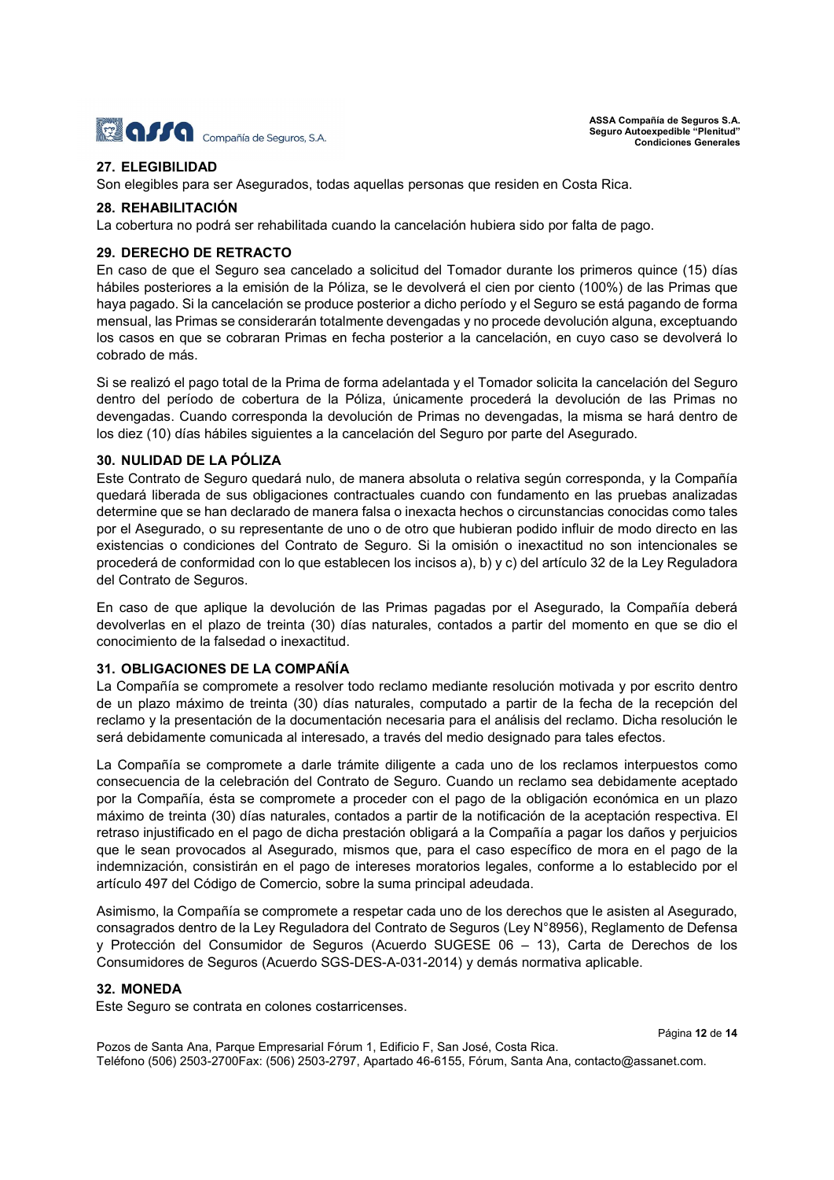## 27. ELEGIBILIDAD

Son elegibles para ser Asegurados, todas aquellas personas que residen en Costa Rica.

## 28. REHABILITACIÓN

La cobertura no podrá ser rehabilitada cuando la cancelación hubiera sido por falta de pago.

## 29. DERECHO DE RETRACTO

En caso de que el Seguro sea cancelado a solicitud del Tomador durante los primeros quince (15) días hábiles posteriores a la emisión de la Póliza, se le devolverá el cien por ciento (100%) de las Primas que haya pagado. Si la cancelación se produce posterior a dicho período y el Seguro se está pagando de forma mensual, las Primas se considerarán totalmente devengadas y no procede devolución alguna, exceptuando los casos en que se cobraran Primas en fecha posterior a la cancelación, en cuyo caso se devolverá lo cobrado de más.

Si se realizó el pago total de la Prima de forma adelantada y el Tomador solicita la cancelación del Seguro dentro del período de cobertura de la Póliza, únicamente procederá la devolución de las Primas no devengadas. Cuando corresponda la devolución de Primas no devengadas, la misma se hará dentro de los diez (10) días hábiles siguientes a la cancelación del Seguro por parte del Asegurado.

## 30. NULIDAD DE LA PÓLIZA

Este Contrato de Seguro quedará nulo, de manera absoluta o relativa según corresponda, y la Compañía quedará liberada de sus obligaciones contractuales cuando con fundamento en las pruebas analizadas determine que se han declarado de manera falsa o inexacta hechos o circunstancias conocidas como tales por el Asegurado, o su representante de uno o de otro que hubieran podido influir de modo directo en las existencias o condiciones del Contrato de Seguro. Si la omisión o inexactitud no son intencionales se procederá de conformidad con lo que establecen los incisos a), b) y c) del artículo 32 de la Ley Reguladora del Contrato de Seguros.

En caso de que aplique la devolución de las Primas pagadas por el Asegurado, la Compañía deberá devolverlas en el plazo de treinta (30) días naturales, contados a partir del momento en que se dio el conocimiento de la falsedad o inexactitud.

## 31. OBLIGACIONES DE LA COMPAÑÍA

La Compañía se compromete a resolver todo reclamo mediante resolución motivada y por escrito dentro de un plazo máximo de treinta (30) días naturales, computado a partir de la fecha de la recepción del reclamo y la presentación de la documentación necesaria para el análisis del reclamo. Dicha resolución le será debidamente comunicada al interesado, a través del medio designado para tales efectos.

La Compañía se compromete a darle trámite diligente a cada uno de los reclamos interpuestos como consecuencia de la celebración del Contrato de Seguro. Cuando un reclamo sea debidamente aceptado por la Compañía, ésta se compromete a proceder con el pago de la obligación económica en un plazo máximo de treinta (30) días naturales, contados a partir de la notificación de la aceptación respectiva. El retraso injustificado en el pago de dicha prestación obligará a la Compañía a pagar los daños y perjuicios que le sean provocados al Asegurado, mismos que, para el caso específico de mora en el pago de la indemnización, consistirán en el pago de intereses moratorios legales, conforme a lo establecido por el artículo 497 del Código de Comercio, sobre la suma principal adeudada.

Asimismo, la Compañía se compromete a respetar cada uno de los derechos que le asisten al Asegurado, consagrados dentro de la Ley Reguladora del Contrato de Seguros (Ley N°8956), Reglamento de Defensa y Protección del Consumidor de Seguros (Acuerdo SUGESE 06 – 13), Carta de Derechos de los Consumidores de Seguros (Acuerdo SGS-DES-A-031-2014) y demás normativa aplicable.

## 32. MONEDA

Este Seguro se contrata en colones costarricenses.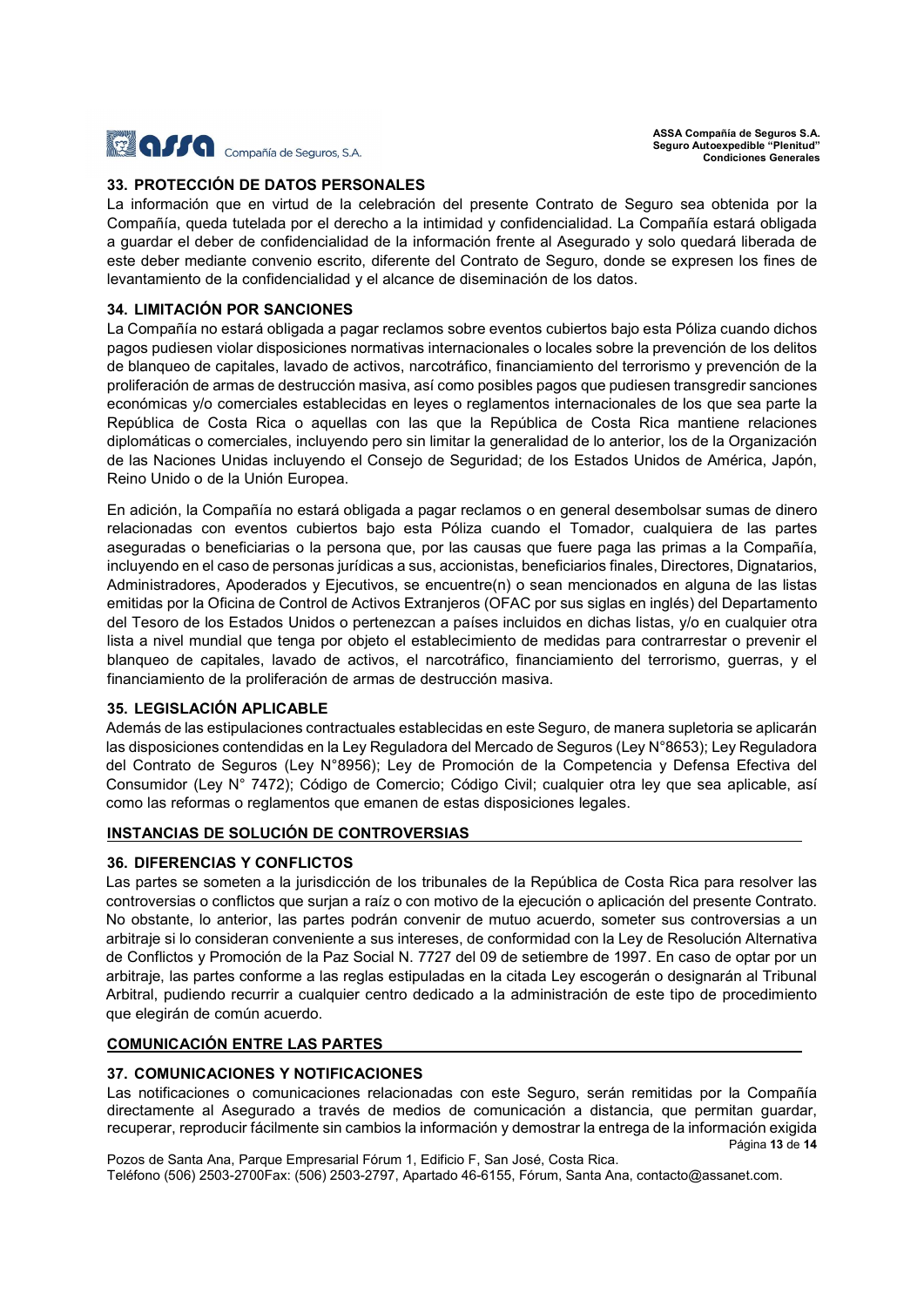## 33. PROTECCIÓN DE DATOS PERSONALES

La información que en virtud de la celebración del presente Contrato de Seguro sea obtenida por la Compañía, queda tutelada por el derecho a la intimidad y confidencialidad. La Compañía estará obligada a guardar el deber de confidencialidad de la información frente al Asegurado y solo quedará liberada de este deber mediante convenio escrito, diferente del Contrato de Seguro, donde se expresen los fines de levantamiento de la confidencialidad y el alcance de diseminación de los datos.

## 34. LIMITACIÓN POR SANCIONES

La Compañía no estará obligada a pagar reclamos sobre eventos cubiertos bajo esta Póliza cuando dichos pagos pudiesen violar disposiciones normativas internacionales o locales sobre la prevención de los delitos de blanqueo de capitales, lavado de activos, narcotráfico, financiamiento del terrorismo y prevención de la proliferación de armas de destrucción masiva, así como posibles pagos que pudiesen transgredir sanciones económicas y/o comerciales establecidas en leyes o reglamentos internacionales de los que sea parte la República de Costa Rica o aquellas con las que la República de Costa Rica mantiene relaciones diplomáticas o comerciales, incluyendo pero sin limitar la generalidad de lo anterior, los de la Organización de las Naciones Unidas incluyendo el Consejo de Seguridad; de los Estados Unidos de América, Japón, Reino Unido o de la Unión Europea.

En adición, la Compañía no estará obligada a pagar reclamos o en general desembolsar sumas de dinero relacionadas con eventos cubiertos bajo esta Póliza cuando el Tomador, cualquiera de las partes aseguradas o beneficiarias o la persona que, por las causas que fuere paga las primas a la Compañía, incluyendo en el caso de personas jurídicas a sus, accionistas, beneficiarios finales, Directores, Dignatarios, Administradores, Apoderados y Ejecutivos, se encuentre(n) o sean mencionados en alguna de las listas emitidas por la Oficina de Control de Activos Extranjeros (OFAC por sus siglas en inglés) del Departamento del Tesoro de los Estados Unidos o pertenezcan a países incluidos en dichas listas, y/o en cualquier otra lista a nivel mundial que tenga por objeto el establecimiento de medidas para contrarrestar o prevenir el blanqueo de capitales, lavado de activos, el narcotráfico, financiamiento del terrorismo, guerras, y el financiamiento de la proliferación de armas de destrucción masiva.

## 35. LEGISLACIÓN APLICABLE

Además de las estipulaciones contractuales establecidas en este Seguro, de manera supletoria se aplicarán las disposiciones contendidas en la Ley Reguladora del Mercado de Seguros (Ley N°8653); Ley Reguladora del Contrato de Seguros (Ley N°8956); Ley de Promoción de la Competencia y Defensa Efectiva del Consumidor (Ley N° 7472); Código de Comercio; Código Civil; cualquier otra ley que sea aplicable, así como las reformas o reglamentos que emanen de estas disposiciones legales.

## INSTANCIAS DE SOLUCIÓN DE CONTROVERSIAS

## 36. DIFERENCIAS Y CONFLICTOS

Las partes se someten a la jurisdicción de los tribunales de la República de Costa Rica para resolver las controversias o conflictos que surjan a raíz o con motivo de la ejecución o aplicación del presente Contrato. No obstante, lo anterior, las partes podrán convenir de mutuo acuerdo, someter sus controversias a un arbitraje si lo consideran conveniente a sus intereses, de conformidad con la Ley de Resolución Alternativa de Conflictos y Promoción de la Paz Social N. 7727 del 09 de setiembre de 1997. En caso de optar por un arbitraje, las partes conforme a las reglas estipuladas en la citada Ley escogerán o designarán al Tribunal Arbitral, pudiendo recurrir a cualquier centro dedicado a la administración de este tipo de procedimiento que elegirán de común acuerdo.

## COMUNICACIÓN ENTRE LAS PARTES

## 37. COMUNICACIONES Y NOTIFICACIONES

Las notificaciones o comunicaciones relacionadas con este Seguro, serán remitidas por la Compañía directamente al Asegurado a través de medios de comunicación a distancia, que permitan guardar, recuperar, reproducir fácilmente sin cambios la información y demostrar la entrega de la información exigida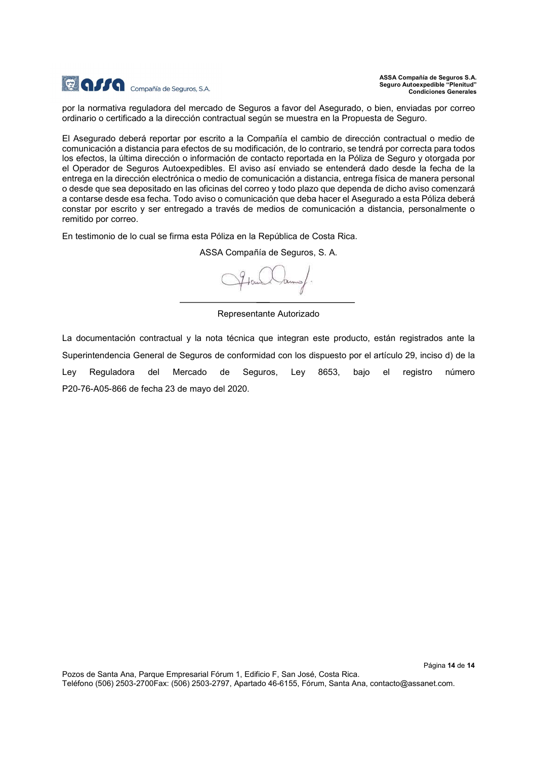por la normativa reguladora del mercado de Seguros a favor del Asegurado, o bien, enviadas por correo ordinario o certificado a la dirección contractual según se muestra en la Propuesta de Seguro.

El Asegurado deberá reportar por escrito a la Compañía el cambio de dirección contractual o medio de comunicación a distancia para efectos de su modificación, de lo contrario, se tendrá por correcta para todos los efectos, la última dirección o información de contacto reportada en la Póliza de Seguro y otorgada por el Operador de Seguros Autoexpedibles. El aviso así enviado se entenderá dado desde la fecha de la entrega en la dirección electrónica o medio de comunicación a distancia, entrega física de manera personal o desde que sea depositado en las oficinas del correo y todo plazo que dependa de dicho aviso comenzará a contarse desde esa fecha. Todo aviso o comunicación que deba hacer el Asegurado a esta Póliza deberá constar por escrito y ser entregado a través de medios de comunicación a distancia, personalmente o remitido por correo.

En testimonio de lo cual se firma esta Póliza en la República de Costa Rica.

ASSA Compañía de Seguros, S. A.

Representante Autorizado

La documentación contractual y la nota técnica que integran este producto, están registrados ante la Superintendencia General de Seguros de conformidad con los dispuesto por el artículo 29, inciso d) de la Ley Reguladora del Mercado de Seguros, Ley 8653, bajo el registro número P20-76-A05-866 de fecha 23 de mayo del 2020.

Pozos de Santa Ana, Parque Empresarial Fórum 1, Edificio F, San José, Costa Rica.
Teléfono (506) 2503-2700Fax: (506) 2503-2797, Apartado 46-6155, Fórum, Santa Ana, contacto@assanet.com.